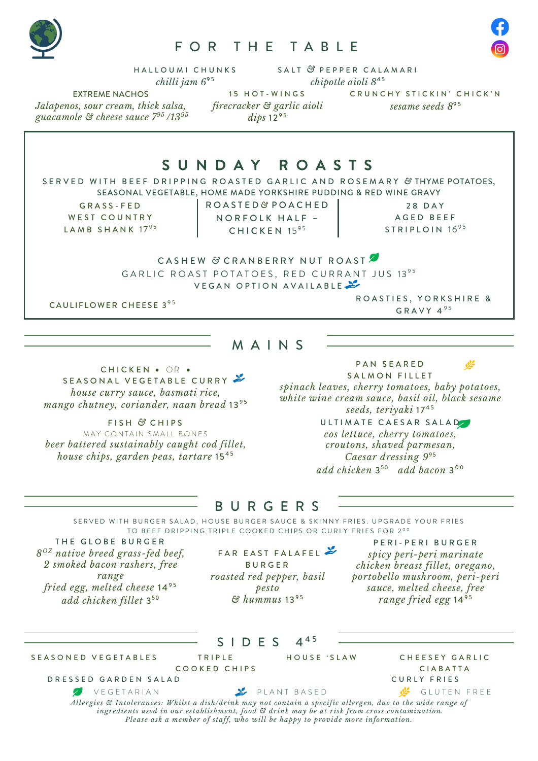# FOR THE TABLE

**HALLOUMI CHUNKS**
*chilli jam* 6.95

**SALT & PEPPER CALAMARI**
*chipotle aioli* 8.45

**EXTREME NACHOS**
*Jalapenos, sour cream, thick salsa, guacamole & cheese sauce* 7.95 /13.95

**15 HOT-WINGS**
*firecracker & garlic aioli dips* 12.95

**CRUNCHY STICKIN' CHICK'N**
*sesame seeds* 8.95

## SUNDAY ROASTS

SERVED WITH BEEF DRIPPING ROASTED GARLIC AND ROSEMARY & THYME POTATOES, SEASONAL VEGETABLE, HOME MADE YORKSHIRE PUDDING & RED WINE GRAVY

**GRASS-FED WEST COUNTRY LAMB SHANK** 17.95

**ROASTED & POACHED NORFOLK HALF – CHICKEN** 15.95

**28 DAY AGED BEEF STRIPLOIN** 16.95

**CASHEW & CRANBERRY NUT ROAST** (Vegetarian)
GARLIC ROAST POTATOES, RED CURRANT JUS 13.95
VEGAN OPTION AVAILABLE (Plant Based)

**CAULIFLOWER CHEESE** 3.95

**ROASTIES, YORKSHIRE & GRAVY** 4.95

## MAINS

**CHICKEN • OR • SEASONAL VEGETABLE CURRY** (Plant Based)
*house curry sauce, basmati rice, mango chutney, coriander, naan bread* 13.95

**FISH & CHIPS**
MAY CONTAIN SMALL BONES
*beer battered sustainably caught cod fillet, house chips, garden peas, tartare* 15.45

**PAN SEARED SALMON FILLET** (Gluten Free)
*spinach leaves, cherry tomatoes, baby potatoes, white wine cream sauce, basil oil, black sesame seeds, teriyaki* 17.45

**ULTIMATE CAESAR SALAD** (Vegetarian)
*cos lettuce, cherry tomatoes, croutons, shaved parmesan, Caesar dressing* 9.95
*add chicken* 3.50 *add bacon* 3.00

## BURGERS

SERVED WITH BURGER SALAD, HOUSE BURGER SAUCE & SKINNY FRIES. UPGRADE YOUR FRIES TO BEEF DRIPPING TRIPLE COOKED CHIPS OR CURLY FRIES FOR 2.00

**THE GLOBE BURGER**
*8OZ native breed grass-fed beef, 2 smoked bacon rashers, free range fried egg, melted cheese* 14.95
*add chicken fillet* 3.50

**FAR EAST FALAFEL BURGER** (Plant Based)
*roasted red pepper, basil pesto & hummus* 13.95

**PERI-PERI BURGER**
*spicy peri-peri marinate chicken breast fillet, oregano, portobello mushroom, peri-peri sauce, melted cheese, free range fried egg* 14.95

## SIDES 4.45

- SEASONED VEGETABLES
- TRIPLE COOKED CHIPS
- HOUSE 'SLAW
- CHEESEY GARLIC CIABATTA
- DRESSED GARDEN SALAD
- CURLY FRIES

VEGETARIAN | PLANT BASED | GLUTEN FREE

*Allergies & Intolerances: Whilst a dish/drink may not contain a specific allergen, due to the wide range of ingredients used in our establishment, food & drink may be at risk from cross contamination. Please ask a member of staff, who will be happy to provide more information.*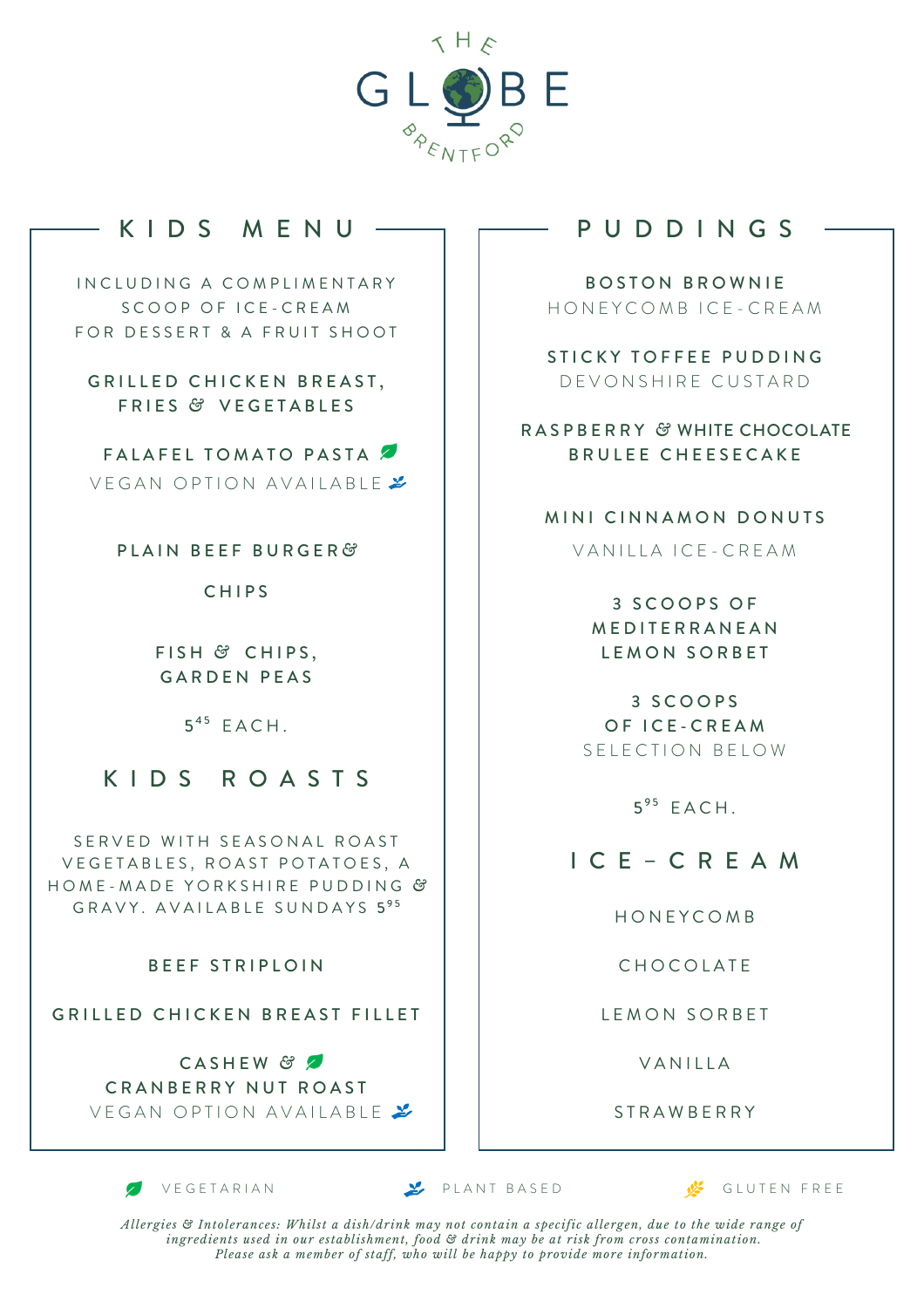THE GLOBE BRENTFORD

## KIDS MENU

INCLUDING A COMPLIMENTARY SCOOP OF ICE-CREAM FOR DESSERT & A FRUIT SHOOT

**GRILLED CHICKEN BREAST, FRIES & VEGETABLES**

**FALAFEL TOMATO PASTA** (Vegetarian)
VEGAN OPTION AVAILABLE (Plant based)

**PLAIN BEEF BURGER & CHIPS**

**FISH & CHIPS, GARDEN PEAS**

5[45] EACH.

## KIDS ROASTS

SERVED WITH SEASONAL ROAST VEGETABLES, ROAST POTATOES, A HOME-MADE YORKSHIRE PUDDING & GRAVY. AVAILABLE SUNDAYS 5[95]

**BEEF STRIPLOIN**

**GRILLED CHICKEN BREAST FILLET**

**CASHEW & CRANBERRY NUT ROAST** (Vegetarian)
VEGAN OPTION AVAILABLE (Plant based)

## PUDDINGS

**BOSTON BROWNIE**
HONEYCOMB ICE-CREAM

**STICKY TOFFEE PUDDING**
DEVONSHIRE CUSTARD

**RASPBERRY & WHITE CHOCOLATE BRULEE CHEESECAKE**

**MINI CINNAMON DONUTS**
VANILLA ICE-CREAM

**3 SCOOPS OF MEDITERRANEAN LEMON SORBET**

**3 SCOOPS OF ICE-CREAM**
SELECTION BELOW

5[95] EACH.

## ICE-CREAM

HONEYCOMB

CHOCOLATE

LEMON SORBET

VANILLA

STRAWBERRY

VEGETARIAN — PLANT BASED — GLUTEN FREE

*Allergies & Intolerances: Whilst a dish/drink may not contain a specific allergen, due to the wide range of ingredients used in our establishment, food & drink may be at risk from cross contamination. Please ask a member of staff, who will be happy to provide more information.*